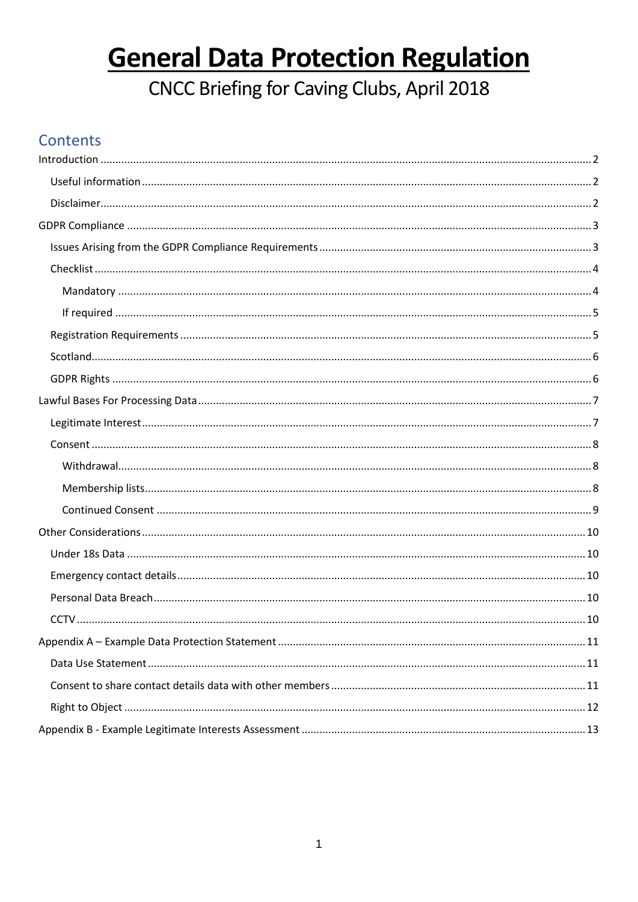# General Data Protection Regulation

CNCC Briefing for Caving Clubs, April 2018

## Contents

- Introduction ..... 2
  - Useful information ..... 2
  - Disclaimer ..... 2
- GDPR Compliance ..... 3
  - Issues Arising from the GDPR Compliance Requirements ..... 3
  - Checklist ..... 4
    - Mandatory ..... 4
    - If required ..... 5
  - Registration Requirements ..... 5
  - Scotland ..... 6
  - GDPR Rights ..... 6
- Lawful Bases For Processing Data ..... 7
  - Legitimate Interest ..... 7
  - Consent ..... 8
    - Withdrawal ..... 8
    - Membership lists ..... 8
    - Continued Consent ..... 9
- Other Considerations ..... 10
  - Under 18s Data ..... 10
  - Emergency contact details ..... 10
  - Personal Data Breach ..... 10
  - CCTV ..... 10
- Appendix A – Example Data Protection Statement ..... 11
  - Data Use Statement ..... 11
  - Consent to share contact details data with other members ..... 11
  - Right to Object ..... 12
- Appendix B - Example Legitimate Interests Assessment ..... 13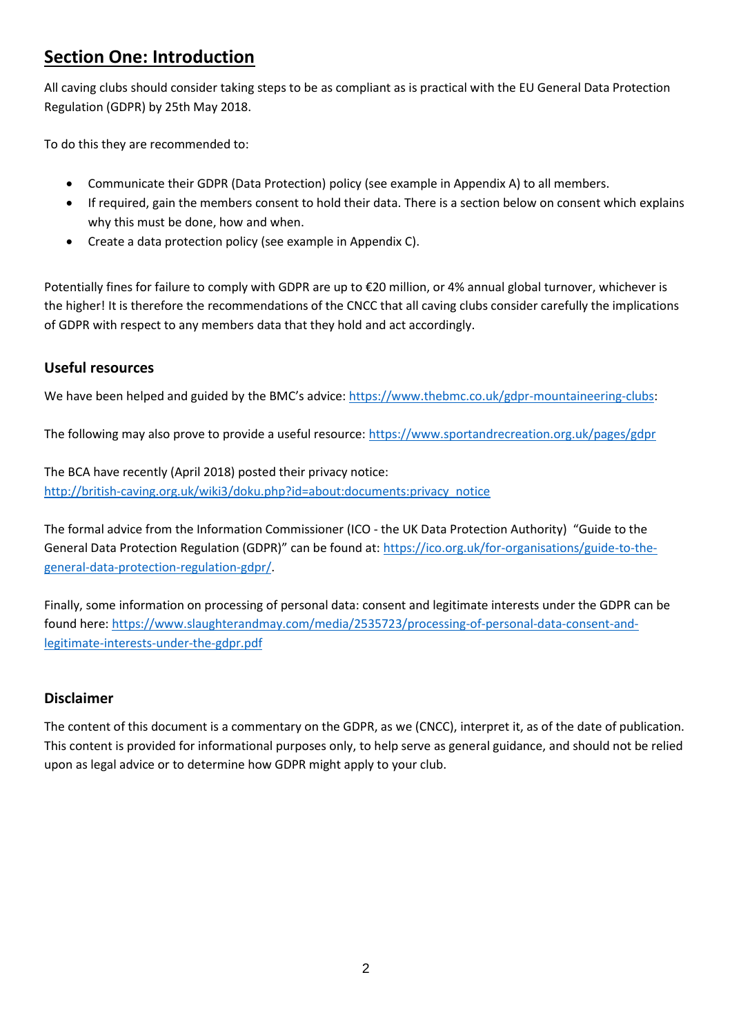## Section One: Introduction

All caving clubs should consider taking steps to be as compliant as is practical with the EU General Data Protection Regulation (GDPR) by 25th May 2018.

To do this they are recommended to:

- Communicate their GDPR (Data Protection) policy (see example in Appendix A) to all members.
- If required, gain the members consent to hold their data. There is a section below on consent which explains why this must be done, how and when.
- Create a data protection policy (see example in Appendix C).

Potentially fines for failure to comply with GDPR are up to €20 million, or 4% annual global turnover, whichever is the higher! It is therefore the recommendations of the CNCC that all caving clubs consider carefully the implications of GDPR with respect to any members data that they hold and act accordingly.

### Useful resources

We have been helped and guided by the BMC's advice: https://www.thebmc.co.uk/gdpr-mountaineering-clubs:

The following may also prove to provide a useful resource: https://www.sportandrecreation.org.uk/pages/gdpr

The BCA have recently (April 2018) posted their privacy notice: http://british-caving.org.uk/wiki3/doku.php?id=about:documents:privacy_notice

The formal advice from the Information Commissioner (ICO - the UK Data Protection Authority) "Guide to the General Data Protection Regulation (GDPR)" can be found at: https://ico.org.uk/for-organisations/guide-to-the-general-data-protection-regulation-gdpr/.

Finally, some information on processing of personal data: consent and legitimate interests under the GDPR can be found here: https://www.slaughterandmay.com/media/2535723/processing-of-personal-data-consent-and-legitimate-interests-under-the-gdpr.pdf

### Disclaimer

The content of this document is a commentary on the GDPR, as we (CNCC), interpret it, as of the date of publication. This content is provided for informational purposes only, to help serve as general guidance, and should not be relied upon as legal advice or to determine how GDPR might apply to your club.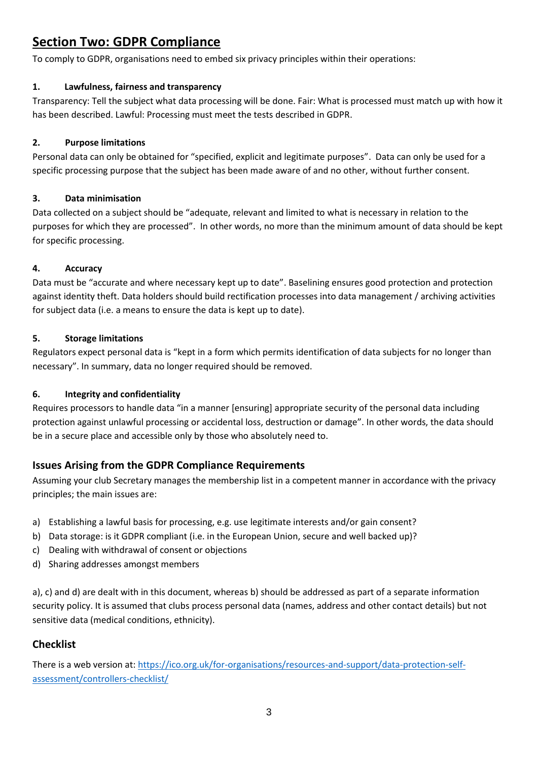# Section Two: GDPR Compliance

To comply to GDPR, organisations need to embed six privacy principles within their operations:

### 1. Lawfulness, fairness and transparency

Transparency: Tell the subject what data processing will be done. Fair: What is processed must match up with how it has been described. Lawful: Processing must meet the tests described in GDPR.

### 2. Purpose limitations

Personal data can only be obtained for "specified, explicit and legitimate purposes". Data can only be used for a specific processing purpose that the subject has been made aware of and no other, without further consent.

### 3. Data minimisation

Data collected on a subject should be "adequate, relevant and limited to what is necessary in relation to the purposes for which they are processed". In other words, no more than the minimum amount of data should be kept for specific processing.

### 4. Accuracy

Data must be "accurate and where necessary kept up to date". Baselining ensures good protection and protection against identity theft. Data holders should build rectification processes into data management / archiving activities for subject data (i.e. a means to ensure the data is kept up to date).

### 5. Storage limitations

Regulators expect personal data is "kept in a form which permits identification of data subjects for no longer than necessary". In summary, data no longer required should be removed.

### 6. Integrity and confidentiality

Requires processors to handle data "in a manner [ensuring] appropriate security of the personal data including protection against unlawful processing or accidental loss, destruction or damage". In other words, the data should be in a secure place and accessible only by those who absolutely need to.

## Issues Arising from the GDPR Compliance Requirements

Assuming your club Secretary manages the membership list in a competent manner in accordance with the privacy principles; the main issues are:

a) Establishing a lawful basis for processing, e.g. use legitimate interests and/or gain consent?
b) Data storage: is it GDPR compliant (i.e. in the European Union, secure and well backed up)?
c) Dealing with withdrawal of consent or objections
d) Sharing addresses amongst members

a), c) and d) are dealt with in this document, whereas b) should be addressed as part of a separate information security policy. It is assumed that clubs process personal data (names, address and other contact details) but not sensitive data (medical conditions, ethnicity).

## Checklist

There is a web version at: [https://ico.org.uk/for-organisations/resources-and-support/data-protection-self-assessment/controllers-checklist/](https://ico.org.uk/for-organisations/resources-and-support/data-protection-self-assessment/controllers-checklist/)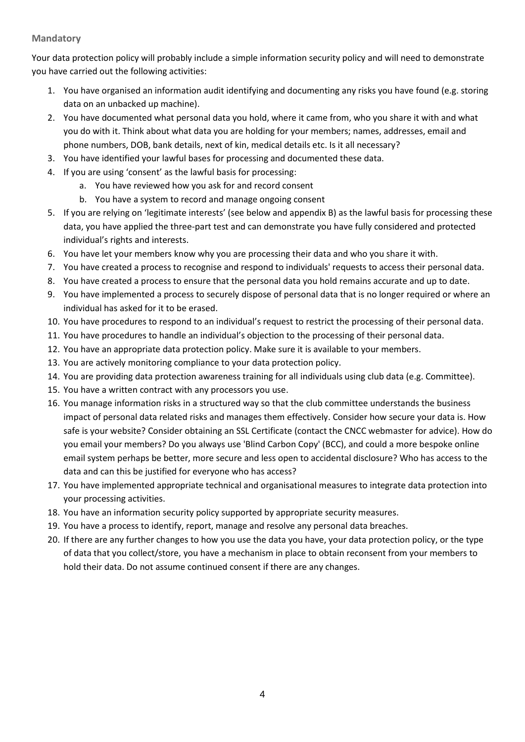### Mandatory

Your data protection policy will probably include a simple information security policy and will need to demonstrate you have carried out the following activities:

1. You have organised an information audit identifying and documenting any risks you have found (e.g. storing data on an unbacked up machine).
2. You have documented what personal data you hold, where it came from, who you share it with and what you do with it. Think about what data you are holding for your members; names, addresses, email and phone numbers, DOB, bank details, next of kin, medical details etc. Is it all necessary?
3. You have identified your lawful bases for processing and documented these data.
4. If you are using 'consent' as the lawful basis for processing:
    a. You have reviewed how you ask for and record consent
    b. You have a system to record and manage ongoing consent
5. If you are relying on 'legitimate interests' (see below and appendix B) as the lawful basis for processing these data, you have applied the three-part test and can demonstrate you have fully considered and protected individual's rights and interests.
6. You have let your members know why you are processing their data and who you share it with.
7. You have created a process to recognise and respond to individuals' requests to access their personal data.
8. You have created a process to ensure that the personal data you hold remains accurate and up to date.
9. You have implemented a process to securely dispose of personal data that is no longer required or where an individual has asked for it to be erased.
10. You have procedures to respond to an individual's request to restrict the processing of their personal data.
11. You have procedures to handle an individual's objection to the processing of their personal data.
12. You have an appropriate data protection policy. Make sure it is available to your members.
13. You are actively monitoring compliance to your data protection policy.
14. You are providing data protection awareness training for all individuals using club data (e.g. Committee).
15. You have a written contract with any processors you use.
16. You manage information risks in a structured way so that the club committee understands the business impact of personal data related risks and manages them effectively. Consider how secure your data is. How safe is your website? Consider obtaining an SSL Certificate (contact the CNCC webmaster for advice). How do you email your members? Do you always use 'Blind Carbon Copy' (BCC), and could a more bespoke online email system perhaps be better, more secure and less open to accidental disclosure? Who has access to the data and can this be justified for everyone who has access?
17. You have implemented appropriate technical and organisational measures to integrate data protection into your processing activities.
18. You have an information security policy supported by appropriate security measures.
19. You have a process to identify, report, manage and resolve any personal data breaches.
20. If there are any further changes to how you use the data you have, your data protection policy, or the type of data that you collect/store, you have a mechanism in place to obtain reconsent from your members to hold their data. Do not assume continued consent if there are any changes.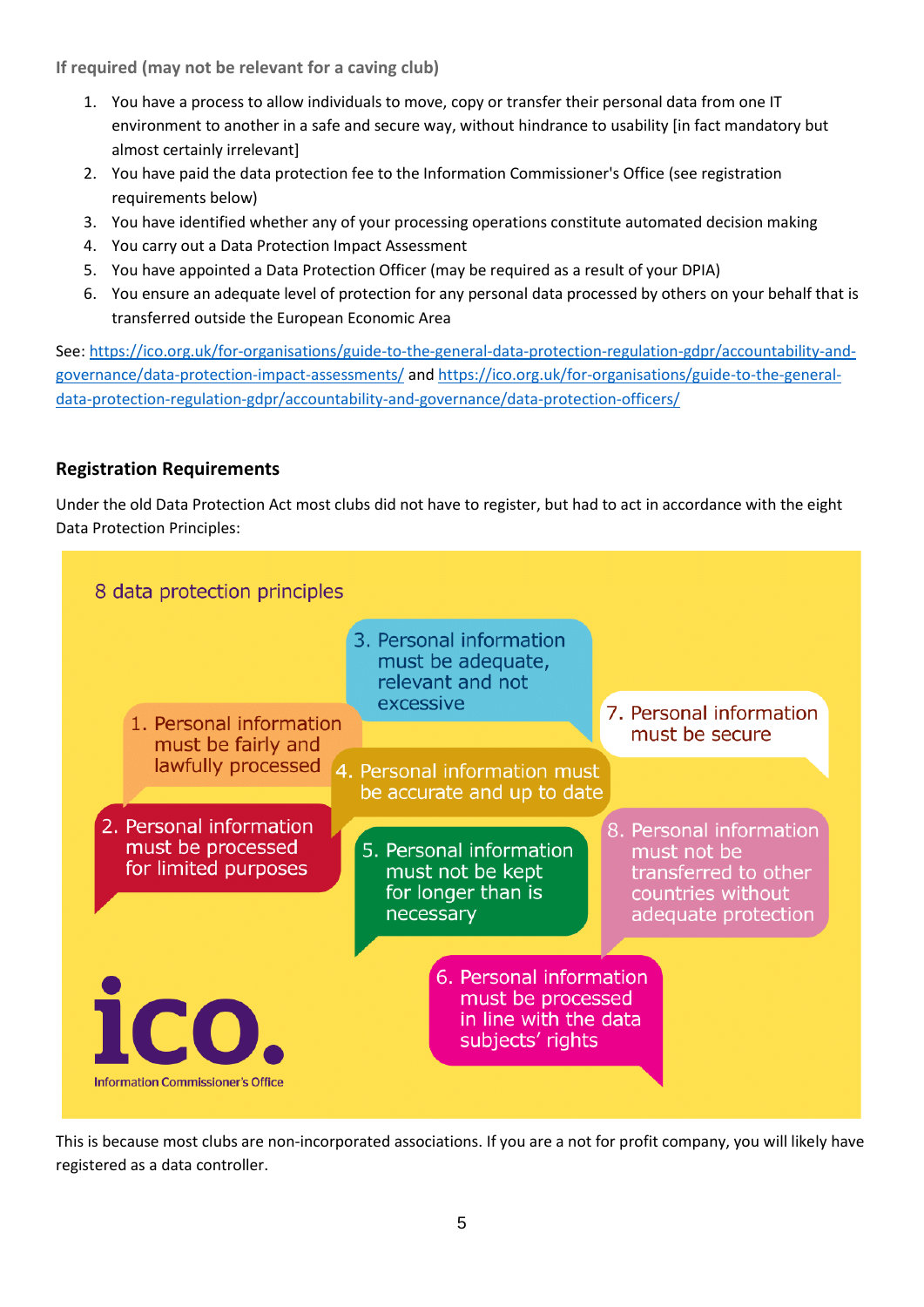**If required (may not be relevant for a caving club)**

1. You have a process to allow individuals to move, copy or transfer their personal data from one IT environment to another in a safe and secure way, without hindrance to usability [in fact mandatory but almost certainly irrelevant]
2. You have paid the data protection fee to the Information Commissioner's Office (see registration requirements below)
3. You have identified whether any of your processing operations constitute automated decision making
4. You carry out a Data Protection Impact Assessment
5. You have appointed a Data Protection Officer (may be required as a result of your DPIA)
6. You ensure an adequate level of protection for any personal data processed by others on your behalf that is transferred outside the European Economic Area

See: https://ico.org.uk/for-organisations/guide-to-the-general-data-protection-regulation-gdpr/accountability-and-governance/data-protection-impact-assessments/ and https://ico.org.uk/for-organisations/guide-to-the-general-data-protection-regulation-gdpr/accountability-and-governance/data-protection-officers/

## Registration Requirements

Under the old Data Protection Act most clubs did not have to register, but had to act in accordance with the eight Data Protection Principles:

8 data protection principles

1. Personal information must be fairly and lawfully processed
2. Personal information must be processed for limited purposes
3. Personal information must be adequate, relevant and not excessive
4. Personal information must be accurate and up to date
5. Personal information must not be kept for longer than is necessary
6. Personal information must be processed in line with the data subjects' rights
7. Personal information must be secure
8. Personal information must not be transferred to other countries without adequate protection

ico. Information Commissioner's Office

This is because most clubs are non-incorporated associations. If you are a not for profit company, you will likely have registered as a data controller.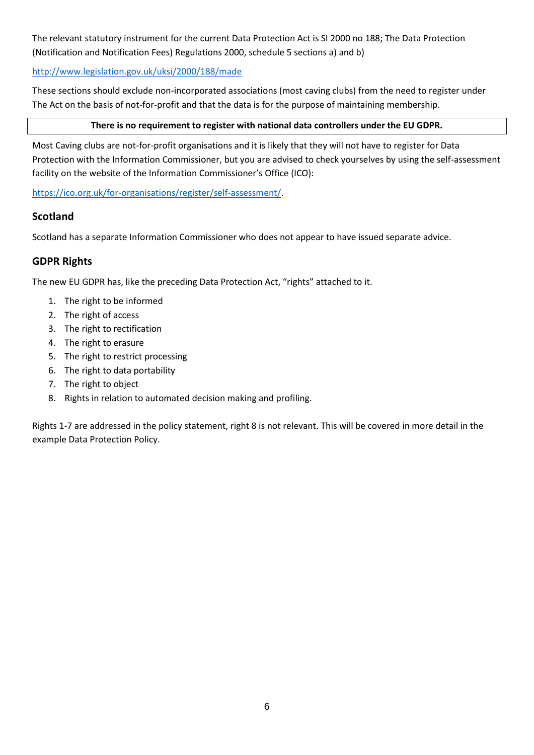The relevant statutory instrument for the current Data Protection Act is SI 2000 no 188; The Data Protection (Notification and Notification Fees) Regulations 2000, schedule 5 sections a) and b)

http://www.legislation.gov.uk/uksi/2000/188/made

These sections should exclude non-incorporated associations (most caving clubs) from the need to register under The Act on the basis of not-for-profit and that the data is for the purpose of maintaining membership.

**There is no requirement to register with national data controllers under the EU GDPR.**

Most Caving clubs are not-for-profit organisations and it is likely that they will not have to register for Data Protection with the Information Commissioner, but you are advised to check yourselves by using the self-assessment facility on the website of the Information Commissioner's Office (ICO):

https://ico.org.uk/for-organisations/register/self-assessment/.

## Scotland

Scotland has a separate Information Commissioner who does not appear to have issued separate advice.

## GDPR Rights

The new EU GDPR has, like the preceding Data Protection Act, "rights" attached to it.

1. The right to be informed
2. The right of access
3. The right to rectification
4. The right to erasure
5. The right to restrict processing
6. The right to data portability
7. The right to object
8. Rights in relation to automated decision making and profiling.

Rights 1-7 are addressed in the policy statement, right 8 is not relevant. This will be covered in more detail in the example Data Protection Policy.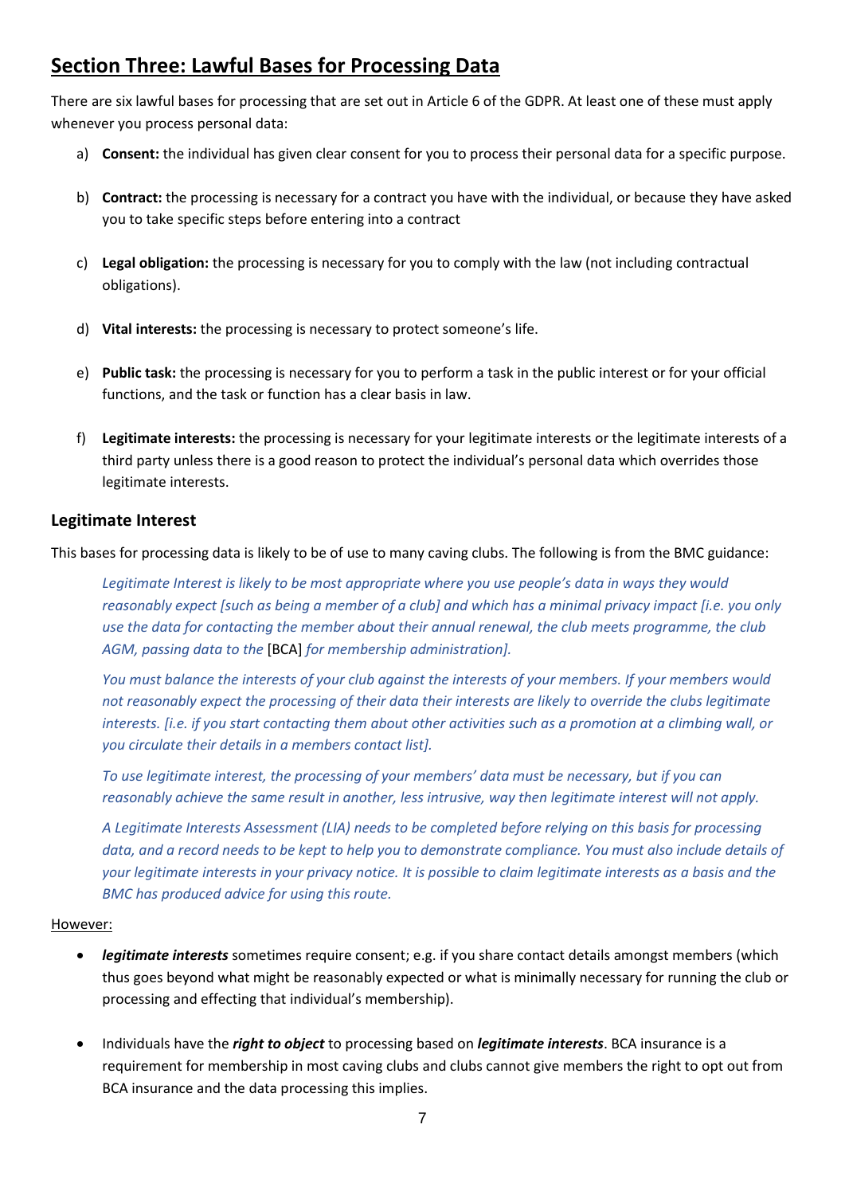## **Section Three: Lawful Bases for Processing Data**

There are six lawful bases for processing that are set out in Article 6 of the GDPR. At least one of these must apply whenever you process personal data:

a) **Consent:** the individual has given clear consent for you to process their personal data for a specific purpose.

b) **Contract:** the processing is necessary for a contract you have with the individual, or because they have asked you to take specific steps before entering into a contract

c) **Legal obligation:** the processing is necessary for you to comply with the law (not including contractual obligations).

d) **Vital interests:** the processing is necessary to protect someone's life.

e) **Public task:** the processing is necessary for you to perform a task in the public interest or for your official functions, and the task or function has a clear basis in law.

f) **Legitimate interests:** the processing is necessary for your legitimate interests or the legitimate interests of a third party unless there is a good reason to protect the individual's personal data which overrides those legitimate interests.

### Legitimate Interest

This bases for processing data is likely to be of use to many caving clubs. The following is from the BMC guidance:

> *Legitimate Interest is likely to be most appropriate where you use people's data in ways they would reasonably expect [such as being a member of a club] and which has a minimal privacy impact [i.e. you only use the data for contacting the member about their annual renewal, the club meets programme, the club AGM, passing data to the* [BCA] *for membership administration].*
>
> *You must balance the interests of your club against the interests of your members. If your members would not reasonably expect the processing of their data their interests are likely to override the clubs legitimate interests. [i.e. if you start contacting them about other activities such as a promotion at a climbing wall, or you circulate their details in a members contact list].*
>
> *To use legitimate interest, the processing of your members' data must be necessary, but if you can reasonably achieve the same result in another, less intrusive, way then legitimate interest will not apply.*
>
> *A Legitimate Interests Assessment (LIA) needs to be completed before relying on this basis for processing data, and a record needs to be kept to help you to demonstrate compliance. You must also include details of your legitimate interests in your privacy notice. It is possible to claim legitimate interests as a basis and the BMC has produced advice for using this route.*

However:

- ***legitimate interests*** sometimes require consent; e.g. if you share contact details amongst members (which thus goes beyond what might be reasonably expected or what is minimally necessary for running the club or processing and effecting that individual's membership).

- Individuals have the ***right to object*** to processing based on ***legitimate interests***. BCA insurance is a requirement for membership in most caving clubs and clubs cannot give members the right to opt out from BCA insurance and the data processing this implies.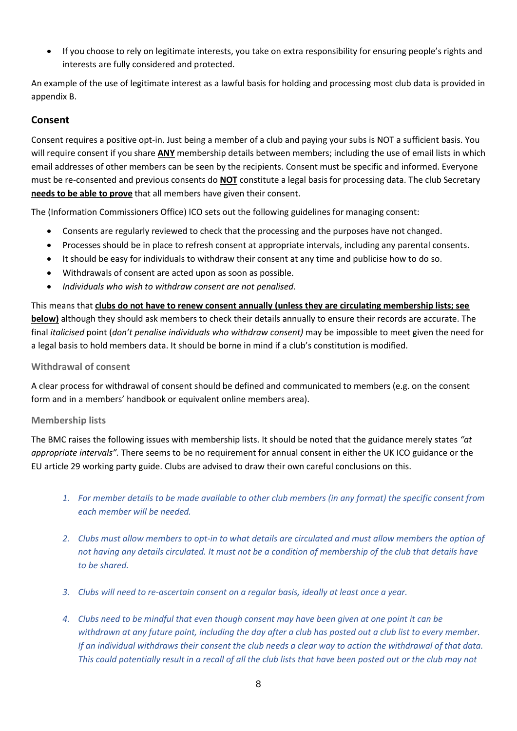- If you choose to rely on legitimate interests, you take on extra responsibility for ensuring people's rights and interests are fully considered and protected.

An example of the use of legitimate interest as a lawful basis for holding and processing most club data is provided in appendix B.

## Consent

Consent requires a positive opt-in. Just being a member of a club and paying your subs is NOT a sufficient basis. You will require consent if you share **ANY** membership details between members; including the use of email lists in which email addresses of other members can be seen by the recipients. Consent must be specific and informed. Everyone must be re-consented and previous consents do **NOT** constitute a legal basis for processing data. The club Secretary **needs to be able to prove** that all members have given their consent.

The (Information Commissioners Office) ICO sets out the following guidelines for managing consent:

- Consents are regularly reviewed to check that the processing and the purposes have not changed.
- Processes should be in place to refresh consent at appropriate intervals, including any parental consents.
- It should be easy for individuals to withdraw their consent at any time and publicise how to do so.
- Withdrawals of consent are acted upon as soon as possible.
- *Individuals who wish to withdraw consent are not penalised.*

This means that **clubs do not have to renew consent annually (unless they are circulating membership lists; see below)** although they should ask members to check their details annually to ensure their records are accurate. The final *italicised* point (*don't penalise individuals who withdraw consent)* may be impossible to meet given the need for a legal basis to hold members data. It should be borne in mind if a club's constitution is modified.

### Withdrawal of consent

A clear process for withdrawal of consent should be defined and communicated to members (e.g. on the consent form and in a members' handbook or equivalent online members area).

### Membership lists

The BMC raises the following issues with membership lists. It should be noted that the guidance merely states *"at appropriate intervals".* There seems to be no requirement for annual consent in either the UK ICO guidance or the EU article 29 working party guide. Clubs are advised to draw their own careful conclusions on this.

1. *For member details to be made available to other club members (in any format) the specific consent from each member will be needed.*

2. *Clubs must allow members to opt-in to what details are circulated and must allow members the option of not having any details circulated. It must not be a condition of membership of the club that details have to be shared.*

3. *Clubs will need to re-ascertain consent on a regular basis, ideally at least once a year.*

4. *Clubs need to be mindful that even though consent may have been given at one point it can be withdrawn at any future point, including the day after a club has posted out a club list to every member. If an individual withdraws their consent the club needs a clear way to action the withdrawal of that data. This could potentially result in a recall of all the club lists that have been posted out or the club may not*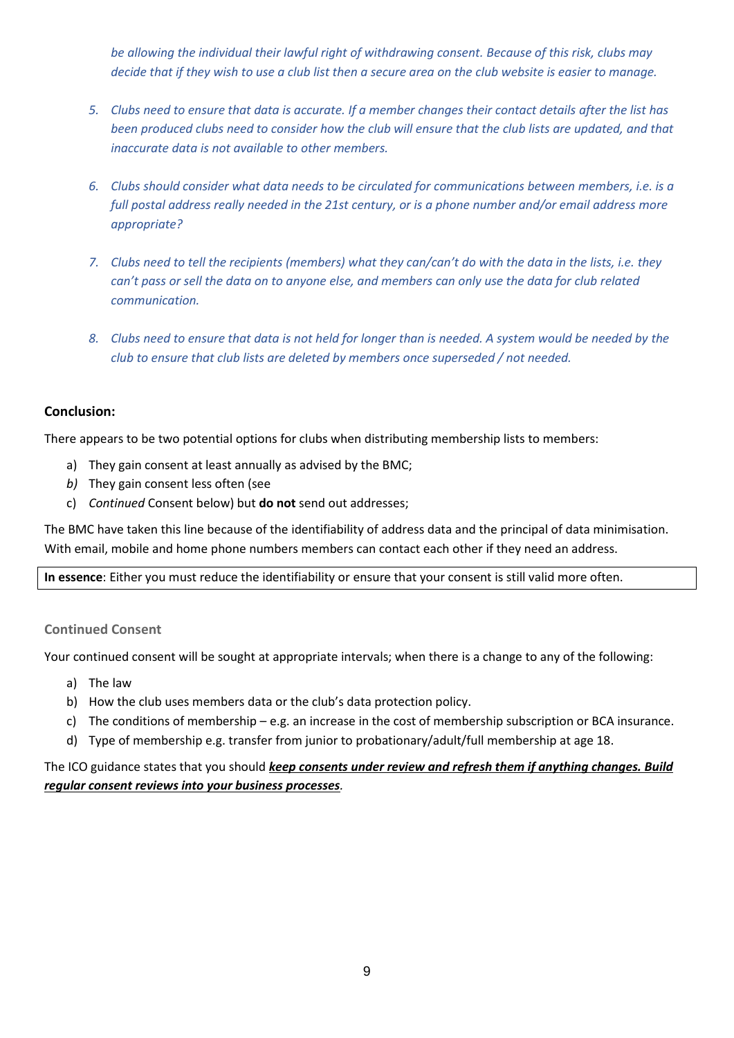*be allowing the individual their lawful right of withdrawing consent. Because of this risk, clubs may decide that if they wish to use a club list then a secure area on the club website is easier to manage.*

5. *Clubs need to ensure that data is accurate. If a member changes their contact details after the list has been produced clubs need to consider how the club will ensure that the club lists are updated, and that inaccurate data is not available to other members.*

6. *Clubs should consider what data needs to be circulated for communications between members, i.e. is a full postal address really needed in the 21st century, or is a phone number and/or email address more appropriate?*

7. *Clubs need to tell the recipients (members) what they can/can't do with the data in the lists, i.e. they can't pass or sell the data on to anyone else, and members can only use the data for club related communication.*

8. *Clubs need to ensure that data is not held for longer than is needed. A system would be needed by the club to ensure that club lists are deleted by members once superseded / not needed.*

**Conclusion:**

There appears to be two potential options for clubs when distributing membership lists to members:

a) They gain consent at least annually as advised by the BMC;
*b)* They gain consent less often (see
c) *Continued* Consent below) but **do not** send out addresses;

The BMC have taken this line because of the identifiability of address data and the principal of data minimisation. With email, mobile and home phone numbers members can contact each other if they need an address.

**In essence**: Either you must reduce the identifiability or ensure that your consent is still valid more often.

### Continued Consent

Your continued consent will be sought at appropriate intervals; when there is a change to any of the following:

a) The law
b) How the club uses members data or the club's data protection policy.
c) The conditions of membership – e.g. an increase in the cost of membership subscription or BCA insurance.
d) Type of membership e.g. transfer from junior to probationary/adult/full membership at age 18.

The ICO guidance states that you should ***keep consents under review and refresh them if anything changes. Build regular consent reviews into your business processes***.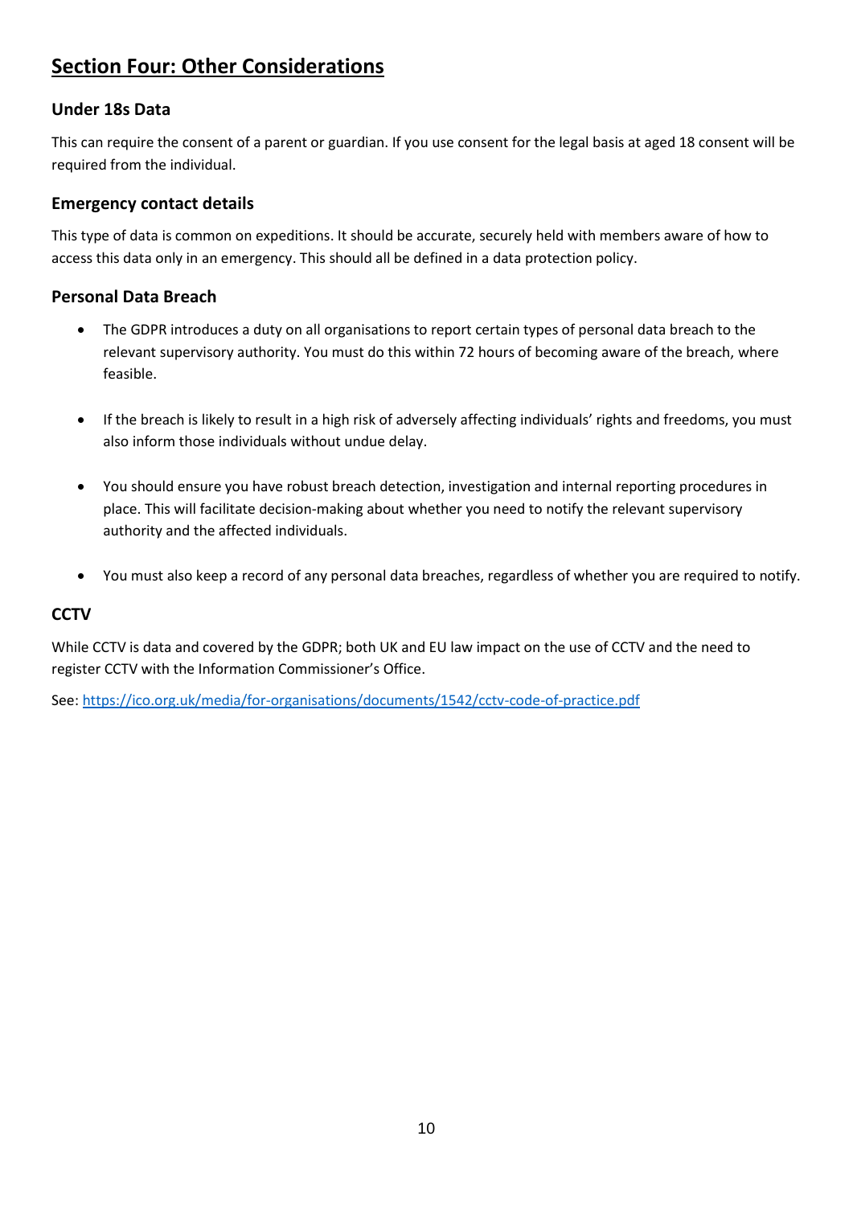## Section Four: Other Considerations

### Under 18s Data

This can require the consent of a parent or guardian. If you use consent for the legal basis at aged 18 consent will be required from the individual.

### Emergency contact details

This type of data is common on expeditions. It should be accurate, securely held with members aware of how to access this data only in an emergency. This should all be defined in a data protection policy.

### Personal Data Breach

- The GDPR introduces a duty on all organisations to report certain types of personal data breach to the relevant supervisory authority. You must do this within 72 hours of becoming aware of the breach, where feasible.

- If the breach is likely to result in a high risk of adversely affecting individuals' rights and freedoms, you must also inform those individuals without undue delay.

- You should ensure you have robust breach detection, investigation and internal reporting procedures in place. This will facilitate decision-making about whether you need to notify the relevant supervisory authority and the affected individuals.

- You must also keep a record of any personal data breaches, regardless of whether you are required to notify.

### CCTV

While CCTV is data and covered by the GDPR; both UK and EU law impact on the use of CCTV and the need to register CCTV with the Information Commissioner's Office.

See: [https://ico.org.uk/media/for-organisations/documents/1542/cctv-code-of-practice.pdf](https://ico.org.uk/media/for-organisations/documents/1542/cctv-code-of-practice.pdf)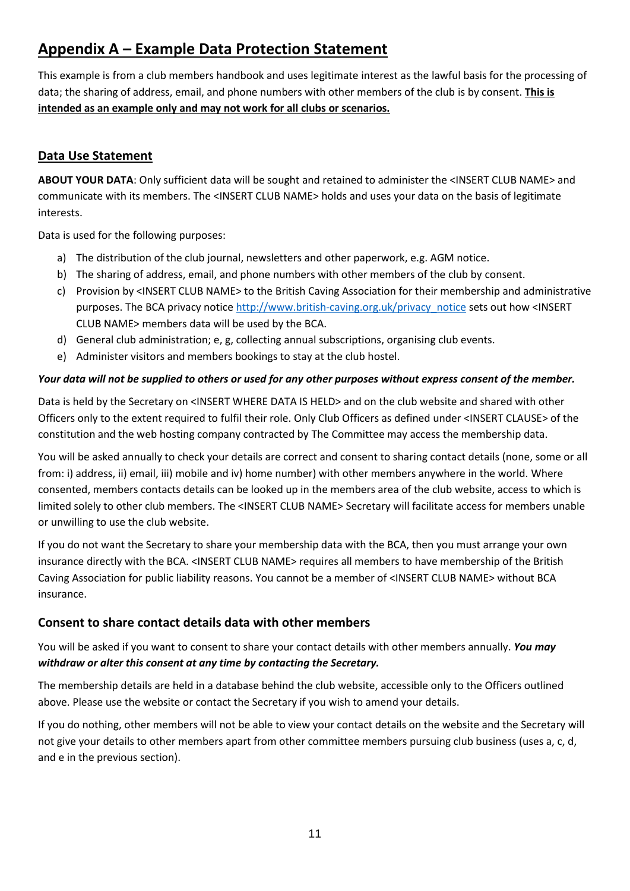# Appendix A – Example Data Protection Statement

This example is from a club members handbook and uses legitimate interest as the lawful basis for the processing of data; the sharing of address, email, and phone numbers with other members of the club is by consent. **This is intended as an example only and may not work for all clubs or scenarios.**

## Data Use Statement

**ABOUT YOUR DATA**: Only sufficient data will be sought and retained to administer the <INSERT CLUB NAME> and communicate with its members. The <INSERT CLUB NAME> holds and uses your data on the basis of legitimate interests.

Data is used for the following purposes:

a) The distribution of the club journal, newsletters and other paperwork, e.g. AGM notice.
b) The sharing of address, email, and phone numbers with other members of the club by consent.
c) Provision by <INSERT CLUB NAME> to the British Caving Association for their membership and administrative purposes. The BCA privacy notice http://www.british-caving.org.uk/privacy_notice sets out how <INSERT CLUB NAME> members data will be used by the BCA.
d) General club administration; e, g, collecting annual subscriptions, organising club events.
e) Administer visitors and members bookings to stay at the club hostel.

***Your data will not be supplied to others or used for any other purposes without express consent of the member.***

Data is held by the Secretary on <INSERT WHERE DATA IS HELD> and on the club website and shared with other Officers only to the extent required to fulfil their role. Only Club Officers as defined under <INSERT CLAUSE> of the constitution and the web hosting company contracted by The Committee may access the membership data.

You will be asked annually to check your details are correct and consent to sharing contact details (none, some or all from: i) address, ii) email, iii) mobile and iv) home number) with other members anywhere in the world. Where consented, members contacts details can be looked up in the members area of the club website, access to which is limited solely to other club members. The <INSERT CLUB NAME> Secretary will facilitate access for members unable or unwilling to use the club website.

If you do not want the Secretary to share your membership data with the BCA, then you must arrange your own insurance directly with the BCA. <INSERT CLUB NAME> requires all members to have membership of the British Caving Association for public liability reasons. You cannot be a member of <INSERT CLUB NAME> without BCA insurance.

### Consent to share contact details data with other members

You will be asked if you want to consent to share your contact details with other members annually. ***You may withdraw or alter this consent at any time by contacting the Secretary.***

The membership details are held in a database behind the club website, accessible only to the Officers outlined above. Please use the website or contact the Secretary if you wish to amend your details.

If you do nothing, other members will not be able to view your contact details on the website and the Secretary will not give your details to other members apart from other committee members pursuing club business (uses a, c, d, and e in the previous section).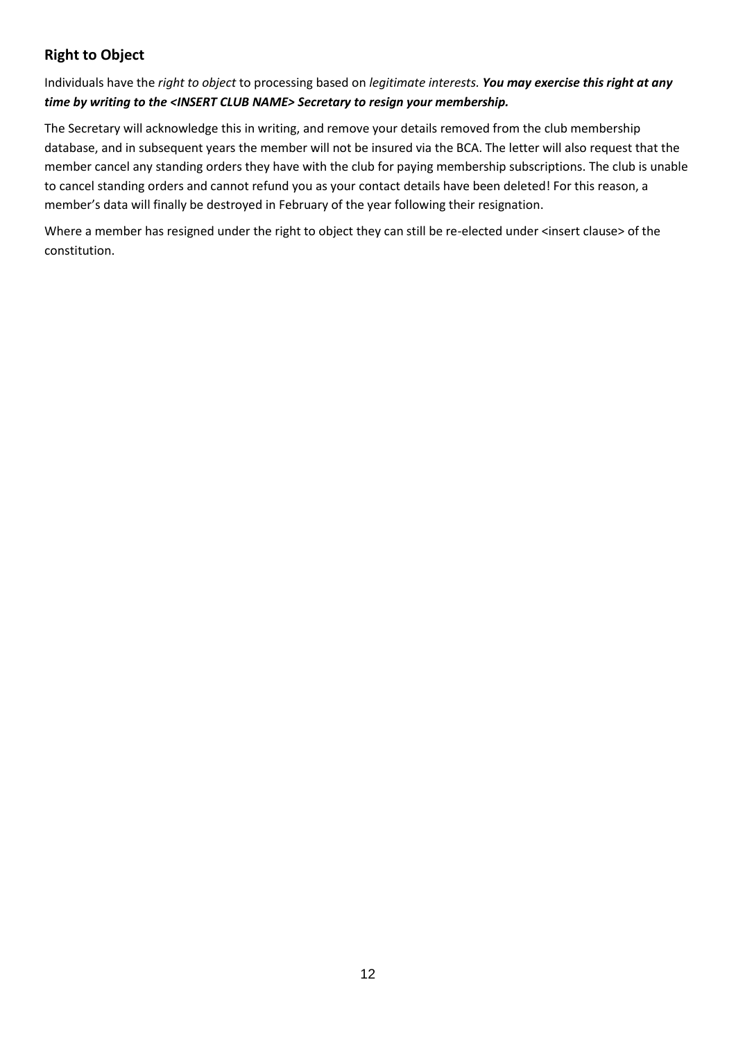## Right to Object

Individuals have the *right to object* to processing based on *legitimate interests.* ***You may exercise this right at any time by writing to the <INSERT CLUB NAME> Secretary to resign your membership.***

The Secretary will acknowledge this in writing, and remove your details removed from the club membership database, and in subsequent years the member will not be insured via the BCA. The letter will also request that the member cancel any standing orders they have with the club for paying membership subscriptions. The club is unable to cancel standing orders and cannot refund you as your contact details have been deleted! For this reason, a member's data will finally be destroyed in February of the year following their resignation.

Where a member has resigned under the right to object they can still be re-elected under <insert clause> of the constitution.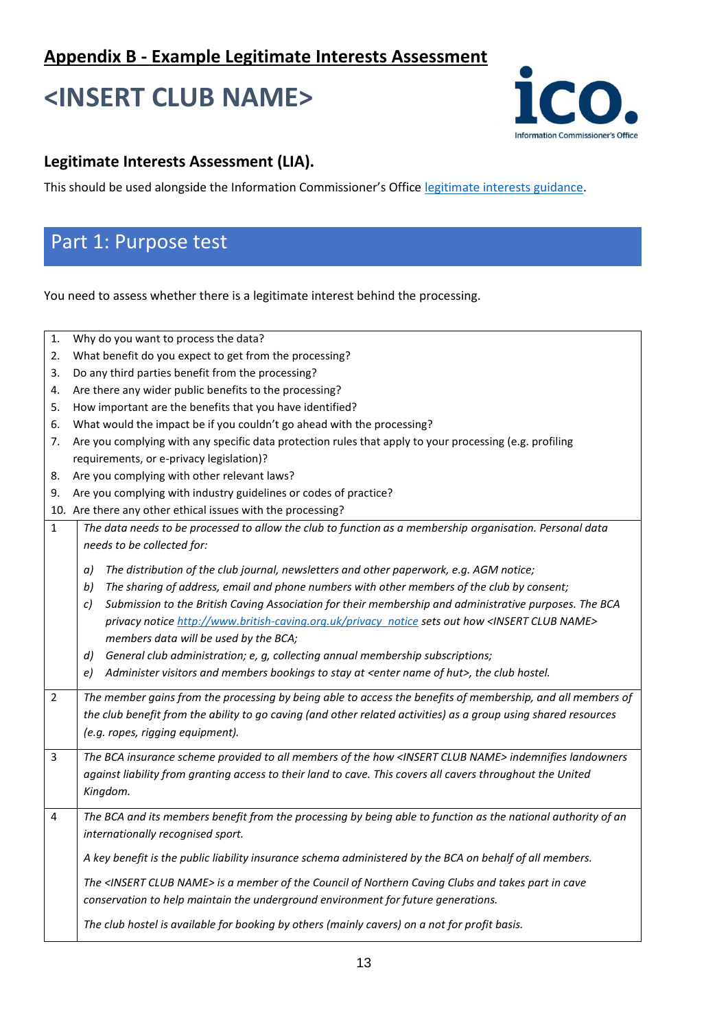## Appendix B - Example Legitimate Interests Assessment

# <INSERT CLUB NAME>

### Legitimate Interests Assessment (LIA).

This should be used alongside the Information Commissioner's Office legitimate interests guidance.

## Part 1: Purpose test

You need to assess whether there is a legitimate interest behind the processing.

1. Why do you want to process the data?
2. What benefit do you expect to get from the processing?
3. Do any third parties benefit from the processing?
4. Are there any wider public benefits to the processing?
5. How important are the benefits that you have identified?
6. What would the impact be if you couldn't go ahead with the processing?
7. Are you complying with any specific data protection rules that apply to your processing (e.g. profiling requirements, or e-privacy legislation)?
8. Are you complying with other relevant laws?
9. Are you complying with industry guidelines or codes of practice?
10. Are there any other ethical issues with the processing?

| | |
|---|---|
| 1 | *The data needs to be processed to allow the club to function as a membership organisation. Personal data needs to be collected for:*<br><br>*a) The distribution of the club journal, newsletters and other paperwork, e.g. AGM notice;*<br>*b) The sharing of address, email and phone numbers with other members of the club by consent;*<br>*c) Submission to the British Caving Association for their membership and administrative purposes. The BCA privacy notice http://www.british-caving.org.uk/privacy_notice sets out how <INSERT CLUB NAME> members data will be used by the BCA;*<br>*d) General club administration; e, g, collecting annual membership subscriptions;*<br>*e) Administer visitors and members bookings to stay at <enter name of hut>, the club hostel.* |
| 2 | *The member gains from the processing by being able to access the benefits of membership, and all members of the club benefit from the ability to go caving (and other related activities) as a group using shared resources (e.g. ropes, rigging equipment).* |
| 3 | *The BCA insurance scheme provided to all members of the how <INSERT CLUB NAME> indemnifies landowners against liability from granting access to their land to cave. This covers all cavers throughout the United Kingdom.* |
| 4 | *The BCA and its members benefit from the processing by being able to function as the national authority of an internationally recognised sport.*<br><br>*A key benefit is the public liability insurance schema administered by the BCA on behalf of all members.*<br><br>*The <INSERT CLUB NAME> is a member of the Council of Northern Caving Clubs and takes part in cave conservation to help maintain the underground environment for future generations.*<br><br>*The club hostel is available for booking by others (mainly cavers) on a not for profit basis.* |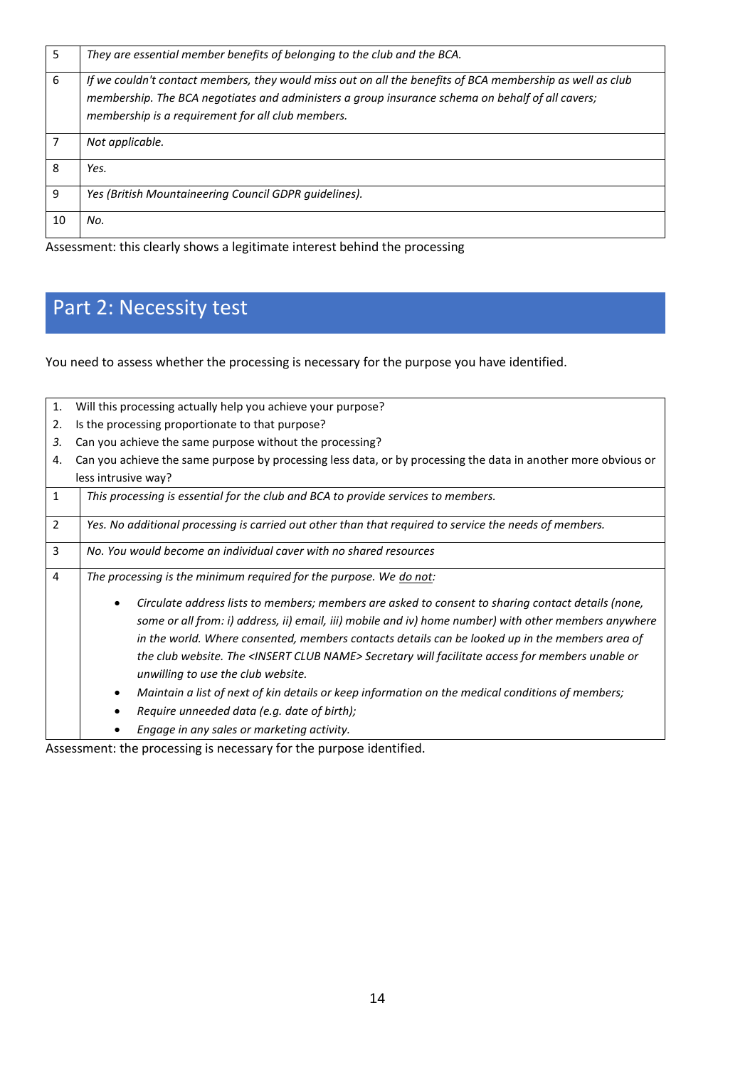| | |
|---|---|
| 5 | *They are essential member benefits of belonging to the club and the BCA.* |
| 6 | *If we couldn't contact members, they would miss out on all the benefits of BCA membership as well as club membership. The BCA negotiates and administers a group insurance schema on behalf of all cavers; membership is a requirement for all club members.* |
| 7 | *Not applicable.* |
| 8 | *Yes.* |
| 9 | *Yes (British Mountaineering Council GDPR guidelines).* |
| 10 | *No.* |

Assessment: this clearly shows a legitimate interest behind the processing

## Part 2: Necessity test

You need to assess whether the processing is necessary for the purpose you have identified.

1. Will this processing actually help you achieve your purpose?
2. Is the processing proportionate to that purpose?
3. Can you achieve the same purpose without the processing?
4. Can you achieve the same purpose by processing less data, or by processing the data in another more obvious or less intrusive way?

| | |
|---|---|
| 1 | *This processing is essential for the club and BCA to provide services to members.* |
| 2 | *Yes. No additional processing is carried out other than that required to service the needs of members.* |
| 3 | *No. You would become an individual caver with no shared resources* |
| 4 | *The processing is the minimum required for the purpose. We do not:*<br>• *Circulate address lists to members; members are asked to consent to sharing contact details (none, some or all from: i) address, ii) email, iii) mobile and iv) home number) with other members anywhere in the world. Where consented, members contacts details can be looked up in the members area of the club website. The <INSERT CLUB NAME> Secretary will facilitate access for members unable or unwilling to use the club website.*<br>• *Maintain a list of next of kin details or keep information on the medical conditions of members;*<br>• *Require unneeded data (e.g. date of birth);*<br>• *Engage in any sales or marketing activity.* |

Assessment: the processing is necessary for the purpose identified.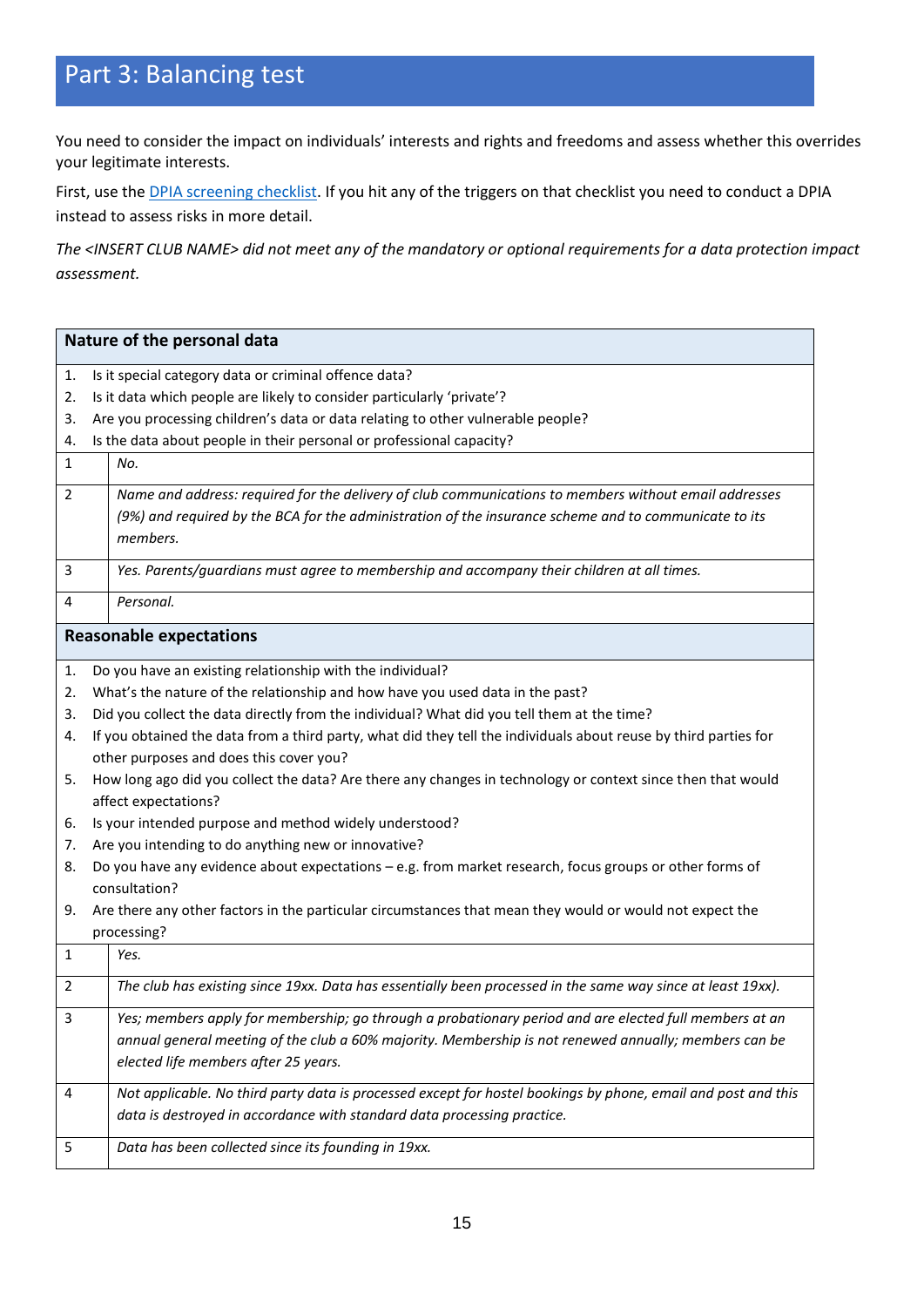# Part 3: Balancing test

You need to consider the impact on individuals' interests and rights and freedoms and assess whether this overrides your legitimate interests.

First, use the [DPIA screening checklist](). If you hit any of the triggers on that checklist you need to conduct a DPIA instead to assess risks in more detail.

*The <INSERT CLUB NAME> did not meet any of the mandatory or optional requirements for a data protection impact assessment.*

| **Nature of the personal data** | |
|---|---|
| 1. Is it special category data or criminal offence data?<br>2. Is it data which people are likely to consider particularly 'private'?<br>3. Are you processing children's data or data relating to other vulnerable people?<br>4. Is the data about people in their personal or professional capacity? | |
| 1 | *No.* |
| 2 | *Name and address: required for the delivery of club communications to members without email addresses (9%) and required by the BCA for the administration of the insurance scheme and to communicate to its members.* |
| 3 | *Yes. Parents/guardians must agree to membership and accompany their children at all times.* |
| 4 | *Personal.* |
| **Reasonable expectations** | |
| 1. Do you have an existing relationship with the individual?<br>2. What's the nature of the relationship and how have you used data in the past?<br>3. Did you collect the data directly from the individual? What did you tell them at the time?<br>4. If you obtained the data from a third party, what did they tell the individuals about reuse by third parties for other purposes and does this cover you?<br>5. How long ago did you collect the data? Are there any changes in technology or context since then that would affect expectations?<br>6. Is your intended purpose and method widely understood?<br>7. Are you intending to do anything new or innovative?<br>8. Do you have any evidence about expectations – e.g. from market research, focus groups or other forms of consultation?<br>9. Are there any other factors in the particular circumstances that mean they would or would not expect the processing? | |
| 1 | *Yes.* |
| 2 | *The club has existing since 19xx. Data has essentially been processed in the same way since at least 19xx).* |
| 3 | *Yes; members apply for membership; go through a probationary period and are elected full members at an annual general meeting of the club a 60% majority. Membership is not renewed annually; members can be elected life members after 25 years.* |
| 4 | *Not applicable. No third party data is processed except for hostel bookings by phone, email and post and this data is destroyed in accordance with standard data processing practice.* |
| 5 | *Data has been collected since its founding in 19xx.* |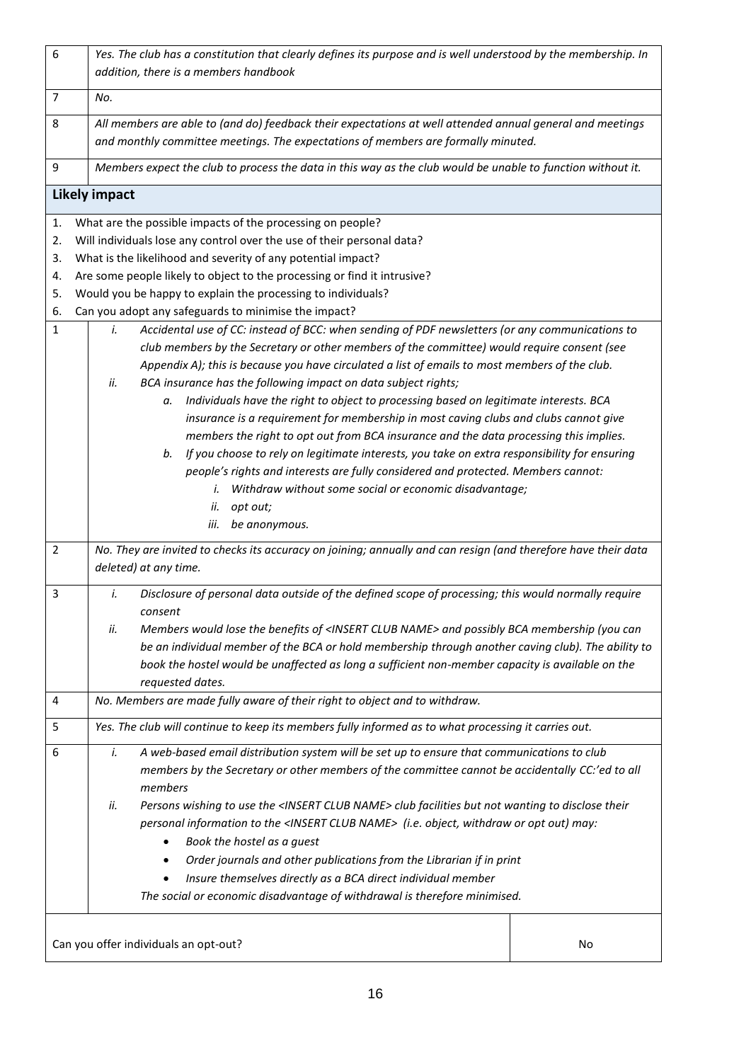| | |
|---|---|
| 6 | *Yes. The club has a constitution that clearly defines its purpose and is well understood by the membership. In addition, there is a members handbook* |
| 7 | *No.* |
| 8 | *All members are able to (and do) feedback their expectations at well attended annual general meetings and monthly committee meetings. The expectations of members are formally minuted.* |
| 9 | *Members expect the club to process the data in this way as the club would be unable to function without it.* |

**Likely impact**

1. What are the possible impacts of the processing on people?
2. Will individuals lose any control over the use of their personal data?
3. What is the likelihood and severity of any potential impact?
4. Are some people likely to object to the processing or find it intrusive?
5. Would you be happy to explain the processing to individuals?
6. Can you adopt any safeguards to minimise the impact?

| | |
|---|---|
| 1 | *i. Accidental use of CC: instead of BCC: when sending of PDF newsletters (or any communications to club members by the Secretary or other members of the committee) would require consent (see Appendix A); this is because you have circulated a list of emails to most members of the club.*<br>*ii. BCA insurance has the following impact on data subject rights;*<br>*a. Individuals have the right to object to processing based on legitimate interests. BCA insurance is a requirement for membership in most caving clubs and clubs cannot give members the right to opt out from BCA insurance and the data processing this implies.*<br>*b. If you choose to rely on legitimate interests, you take on extra responsibility for ensuring people's rights and interests are fully considered and protected. Members cannot:*<br>*i. Withdraw without some social or economic disadvantage;*<br>*ii. opt out;*<br>*iii. be anonymous.* |
| 2 | *No. They are invited to checks its accuracy on joining; annually and can resign (and therefore have their data deleted) at any time.* |
| 3 | *i. Disclosure of personal data outside of the defined scope of processing; this would normally require consent*<br>*ii. Members would lose the benefits of <INSERT CLUB NAME> and possibly BCA membership (you can be an individual member of the BCA or hold membership through another caving club). The ability to book the hostel would be unaffected as long a sufficient non-member capacity is available on the requested dates.* |
| 4 | *No. Members are made fully aware of their right to object and to withdraw.* |
| 5 | *Yes. The club will continue to keep its members fully informed as to what processing it carries out.* |
| 6 | *i. A web-based email distribution system will be set up to ensure that communications to club members by the Secretary or other members of the committee cannot be accidentally CC:'ed to all members*<br>*ii. Persons wishing to use the <INSERT CLUB NAME> club facilities but not wanting to disclose their personal information to the <INSERT CLUB NAME> (i.e. object, withdraw or opt out) may:*<br>*• Book the hostel as a guest*<br>*• Order journals and other publications from the Librarian if in print*<br>*• Insure themselves directly as a BCA direct individual member*<br>*The social or economic disadvantage of withdrawal is therefore minimised.* |

| | |
|---|---|
| Can you offer individuals an opt-out? | No |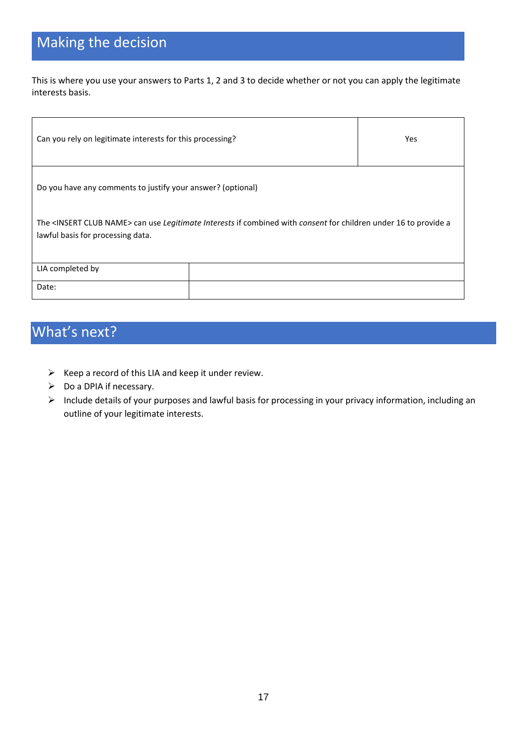## Making the decision

This is where you use your answers to Parts 1, 2 and 3 to decide whether or not you can apply the legitimate interests basis.

| | |
|---|---|
| Can you rely on legitimate interests for this processing? | Yes |
| Do you have any comments to justify your answer? (optional)<br><br>The <INSERT CLUB NAME> can use *Legitimate Interests* if combined with *consent* for children under 16 to provide a lawful basis for processing data. | |
| LIA completed by | |
| Date: | |

## What's next?

- Keep a record of this LIA and keep it under review.
- Do a DPIA if necessary.
- Include details of your purposes and lawful basis for processing in your privacy information, including an outline of your legitimate interests.